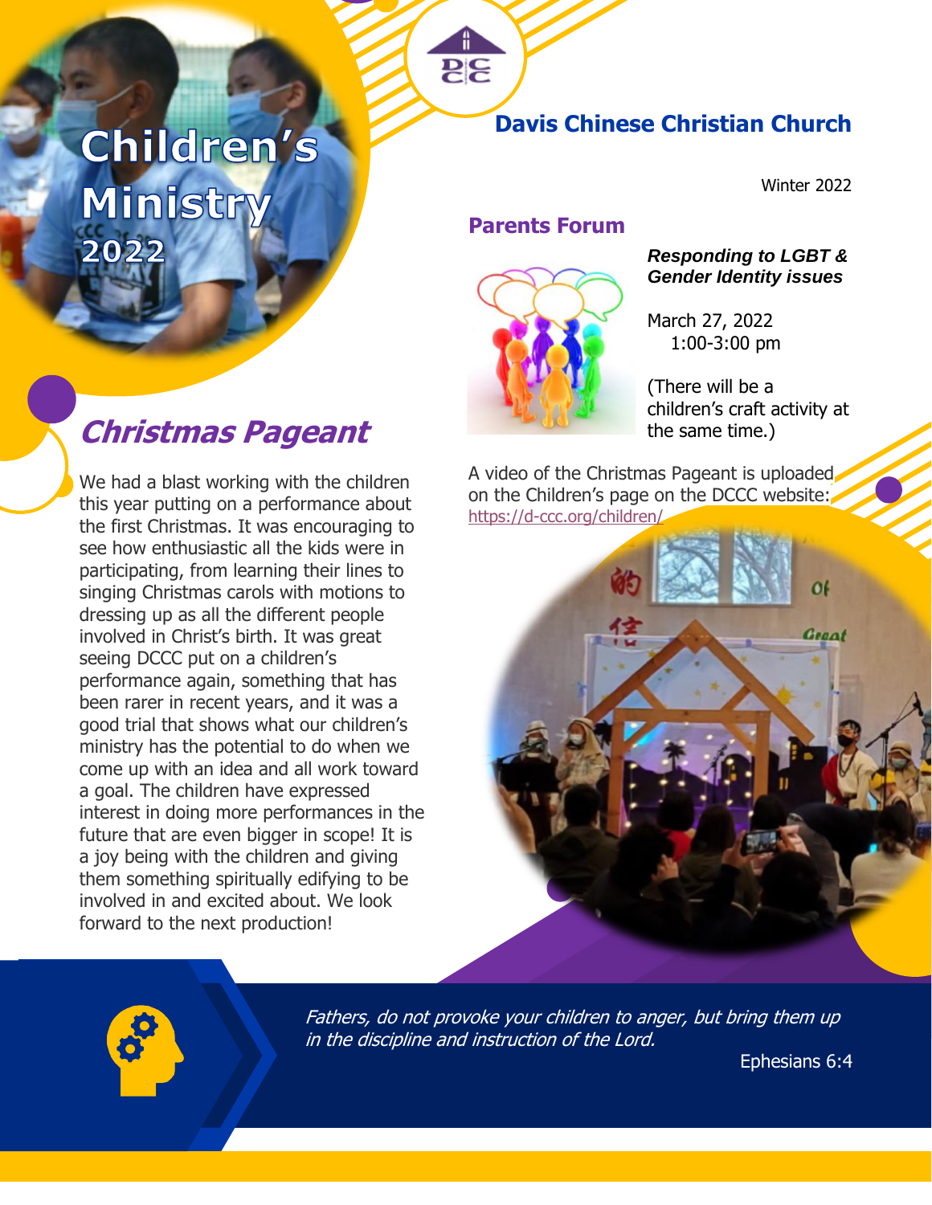# Children's Ministry 2022

## Davis Chinese Christian Church

Winter 2022

## Parents Forum

***Responding to LGBT & Gender Identity issues***

March 27, 2022
1:00-3:00 pm

(There will be a children's craft activity at the same time.)

## *Christmas Pageant*

We had a blast working with the children this year putting on a performance about the first Christmas. It was encouraging to see how enthusiastic all the kids were in participating, from learning their lines to singing Christmas carols with motions to dressing up as all the different people involved in Christ's birth. It was great seeing DCCC put on a children's performance again, something that has been rarer in recent years, and it was a good trial that shows what our children's ministry has the potential to do when we come up with an idea and all work toward a goal. The children have expressed interest in doing more performances in the future that are even bigger in scope! It is a joy being with the children and giving them something spiritually edifying to be involved in and excited about. We look forward to the next production!

A video of the Christmas Pageant is uploaded on the Children's page on the DCCC website: https://d-ccc.org/children/

*Fathers, do not provoke your children to anger, but bring them up in the discipline and instruction of the Lord.*

Ephesians 6:4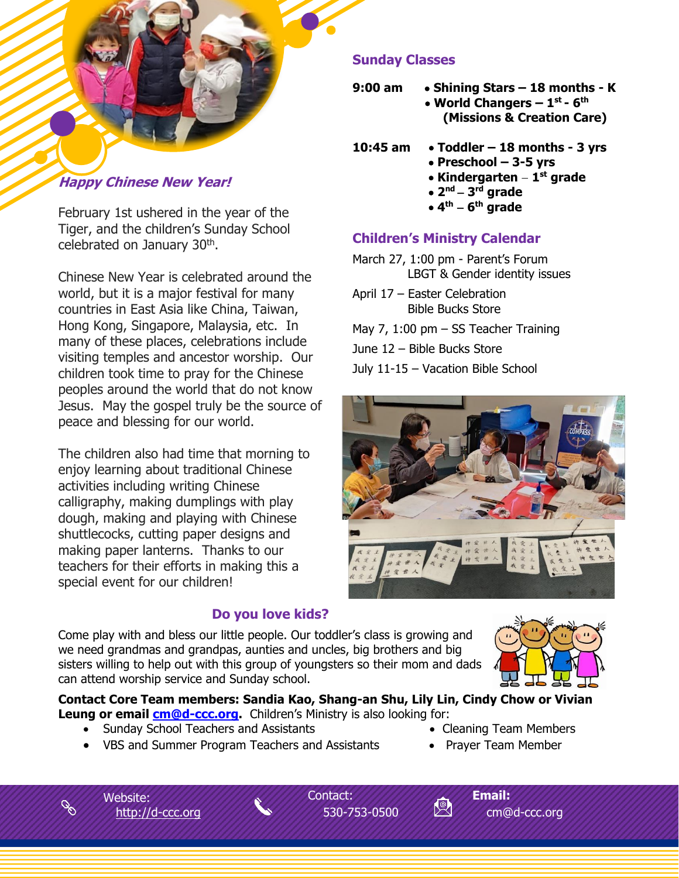## *Happy Chinese New Year!*

February 1st ushered in the year of the Tiger, and the children's Sunday School celebrated on January 30th.

Chinese New Year is celebrated around the world, but it is a major festival for many countries in East Asia like China, Taiwan, Hong Kong, Singapore, Malaysia, etc. In many of these places, celebrations include visiting temples and ancestor worship. Our children took time to pray for the Chinese peoples around the world that do not know Jesus. May the gospel truly be the source of peace and blessing for our world.

The children also had time that morning to enjoy learning about traditional Chinese activities including writing Chinese calligraphy, making dumplings with play dough, making and playing with Chinese shuttlecocks, cutting paper designs and making paper lanterns. Thanks to our teachers for their efforts in making this a special event for our children!

## Sunday Classes

**9:00 am**
- **Shining Stars – 18 months - K**
- **World Changers – 1st - 6th (Missions & Creation Care)**

**10:45 am**
- **Toddler – 18 months - 3 yrs**
- **Preschool – 3-5 yrs**
- **Kindergarten – 1st grade**
- **2nd – 3rd grade**
- **4th – 6th grade**

## Children's Ministry Calendar

March 27, 1:00 pm - Parent's Forum
LBGT & Gender identity issues

April 17 – Easter Celebration
Bible Bucks Store

May 7, 1:00 pm – SS Teacher Training

June 12 – Bible Bucks Store

July 11-15 – Vacation Bible School

## Do you love kids?

Come play with and bless our little people. Our toddler's class is growing and we need grandmas and grandpas, aunties and uncles, big brothers and big sisters willing to help out with this group of youngsters so their mom and dads can attend worship service and Sunday school.

**Contact Core Team members: Sandia Kao, Shang-an Shu, Lily Lin, Cindy Chow or Vivian Leung or email cm@d-ccc.org.** Children's Ministry is also looking for:

- Sunday School Teachers and Assistants
- VBS and Summer Program Teachers and Assistants
- Cleaning Team Members
- Prayer Team Member

Website: http://d-ccc.org

Contact: 530-753-0500

**Email:** cm@d-ccc.org